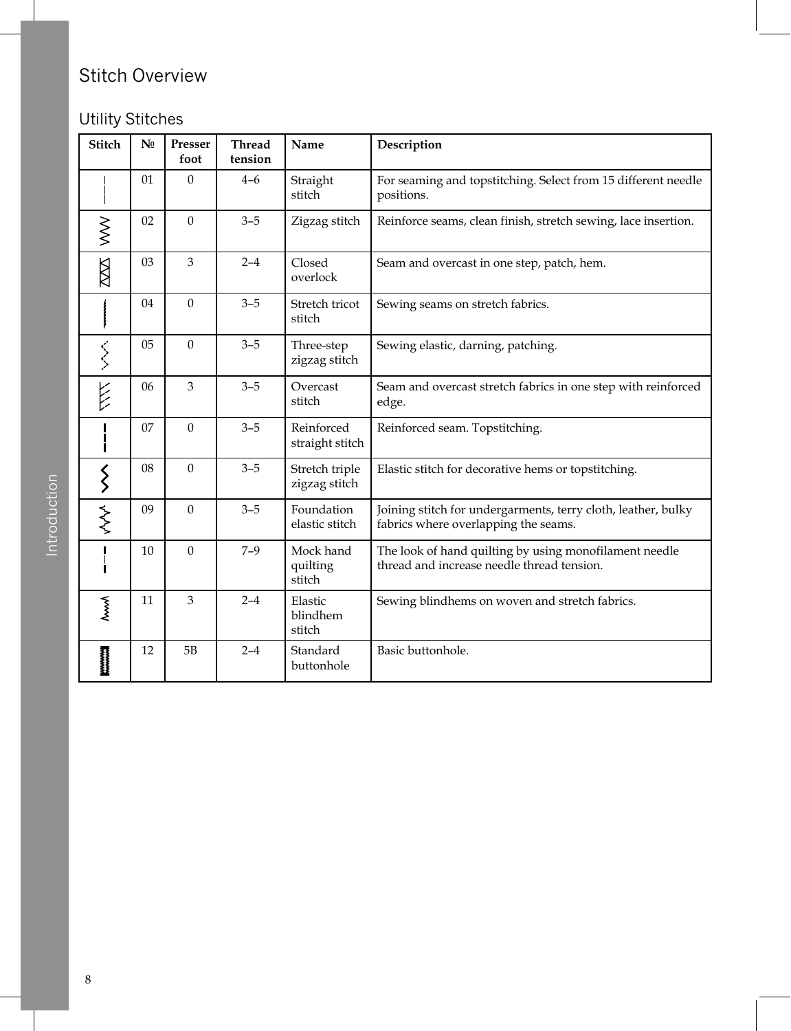## Stitch Overview

### Utility Stitches

| Stitch | № | Presser foot | Thread tension | Name | Description |
|---|---|---|---|---|---|
| | 01 | 0 | 4–6 | Straight stitch | For seaming and topstitching. Select from 15 different needle positions. |
| | 02 | 0 | 3–5 | Zigzag stitch | Reinforce seams, clean finish, stretch sewing, lace insertion. |
| | 03 | 3 | 2–4 | Closed overlock | Seam and overcast in one step, patch, hem. |
| | 04 | 0 | 3–5 | Stretch tricot stitch | Sewing seams on stretch fabrics. |
| | 05 | 0 | 3–5 | Three-step zigzag stitch | Sewing elastic, darning, patching. |
| | 06 | 3 | 3–5 | Overcast stitch | Seam and overcast stretch fabrics in one step with reinforced edge. |
| | 07 | 0 | 3–5 | Reinforced straight stitch | Reinforced seam. Topstitching. |
| | 08 | 0 | 3–5 | Stretch triple zigzag stitch | Elastic stitch for decorative hems or topstitching. |
| | 09 | 0 | 3–5 | Foundation elastic stitch | Joining stitch for undergarments, terry cloth, leather, bulky fabrics where overlapping the seams. |
| | 10 | 0 | 7–9 | Mock hand quilting stitch | The look of hand quilting by using monofilament needle thread and increase needle thread tension. |
| | 11 | 3 | 2–4 | Elastic blindhem stitch | Sewing blindhems on woven and stretch fabrics. |
| | 12 | 5B | 2–4 | Standard buttonhole | Basic buttonhole. |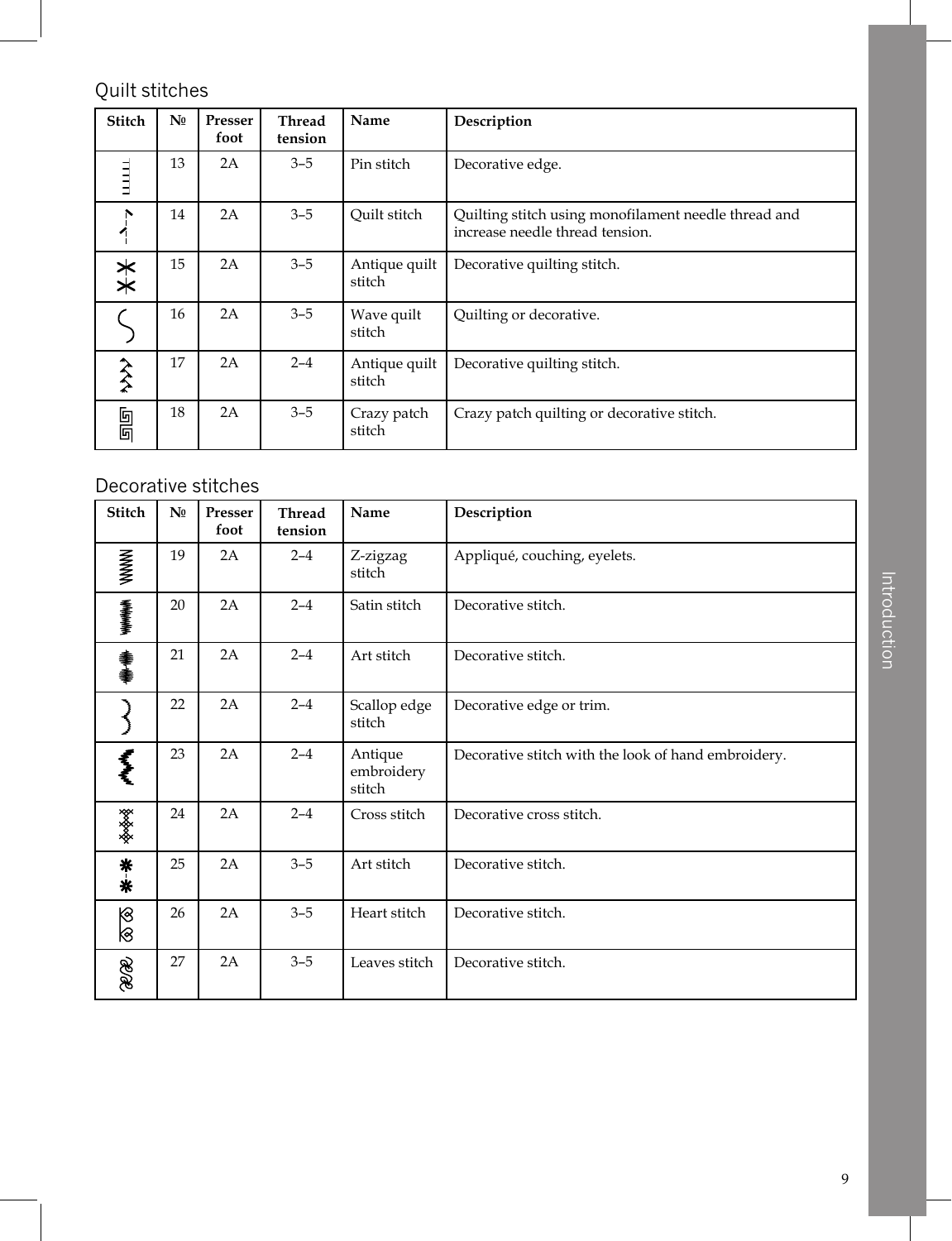## Quilt stitches

| Stitch | № | Presser foot | Thread tension | Name | Description |
|---|---|---|---|---|---|
| | 13 | 2A | 3–5 | Pin stitch | Decorative edge. |
| | 14 | 2A | 3–5 | Quilt stitch | Quilting stitch using monofilament needle thread and increase needle thread tension. |
| | 15 | 2A | 3–5 | Antique quilt stitch | Decorative quilting stitch. |
| | 16 | 2A | 3–5 | Wave quilt stitch | Quilting or decorative. |
| | 17 | 2A | 2–4 | Antique quilt stitch | Decorative quilting stitch. |
| | 18 | 2A | 3–5 | Crazy patch stitch | Crazy patch quilting or decorative stitch. |

## Decorative stitches

| Stitch | № | Presser foot | Thread tension | Name | Description |
|---|---|---|---|---|---|
| | 19 | 2A | 2–4 | Z-zigzag stitch | Appliqué, couching, eyelets. |
| | 20 | 2A | 2–4 | Satin stitch | Decorative stitch. |
| | 21 | 2A | 2–4 | Art stitch | Decorative stitch. |
| | 22 | 2A | 2–4 | Scallop edge stitch | Decorative edge or trim. |
| | 23 | 2A | 2–4 | Antique embroidery stitch | Decorative stitch with the look of hand embroidery. |
| | 24 | 2A | 2–4 | Cross stitch | Decorative cross stitch. |
| | 25 | 2A | 3–5 | Art stitch | Decorative stitch. |
| | 26 | 2A | 3–5 | Heart stitch | Decorative stitch. |
| | 27 | 2A | 3–5 | Leaves stitch | Decorative stitch. |